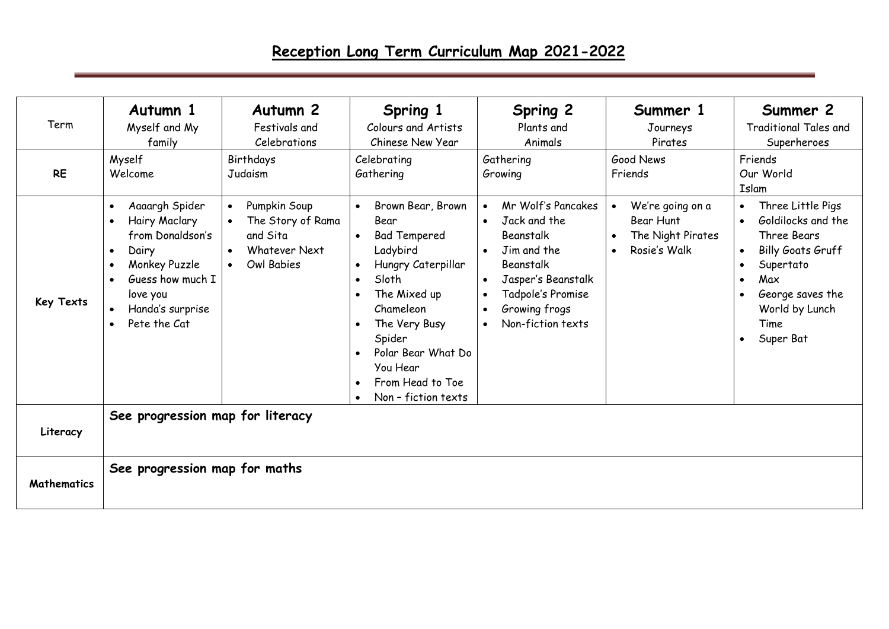# Reception Long Term Curriculum Map 2021-2022

| Term | **Autumn 1** Myself and My family | **Autumn 2** Festivals and Celebrations | **Spring 1** Colours and Artists Chinese New Year | **Spring 2** Plants and Animals | **Summer 1** Journeys Pirates | **Summer 2** Traditional Tales and Superheroes |
|---|---|---|---|---|---|---|
| **RE** | Myself<br>Welcome | Birthdays<br>Judaism | Celebrating<br>Gathering | Gathering<br>Growing | Good News<br>Friends | Friends<br>Our World<br>Islam |
| **Key Texts** | • Aaaargh Spider<br>• Hairy Maclary from Donaldson's<br>• Dairy<br>• Monkey Puzzle<br>• Guess how much I love you<br>• Handa's surprise<br>• Pete the Cat | • Pumpkin Soup<br>• The Story of Rama and Sita<br>• Whatever Next<br>• Owl Babies | • Brown Bear, Brown Bear<br>• Bad Tempered Ladybird<br>• Hungry Caterpillar<br>• Sloth<br>• The Mixed up Chameleon<br>• The Very Busy Spider<br>• Polar Bear What Do You Hear<br>• From Head to Toe<br>• Non – fiction texts | • Mr Wolf's Pancakes<br>• Jack and the Beanstalk<br>• Jim and the Beanstalk<br>• Jasper's Beanstalk<br>• Tadpole's Promise<br>• Growing frogs<br>• Non-fiction texts | • We're going on a Bear Hunt<br>• The Night Pirates<br>• Rosie's Walk | • Three Little Pigs<br>• Goldilocks and the Three Bears<br>• Billy Goats Gruff<br>• Supertato<br>• Max<br>• George saves the World by Lunch Time<br>• Super Bat |
| **Literacy** | **See progression map for literacy** | | | | | |
| **Mathematics** | **See progression map for maths** | | | | | |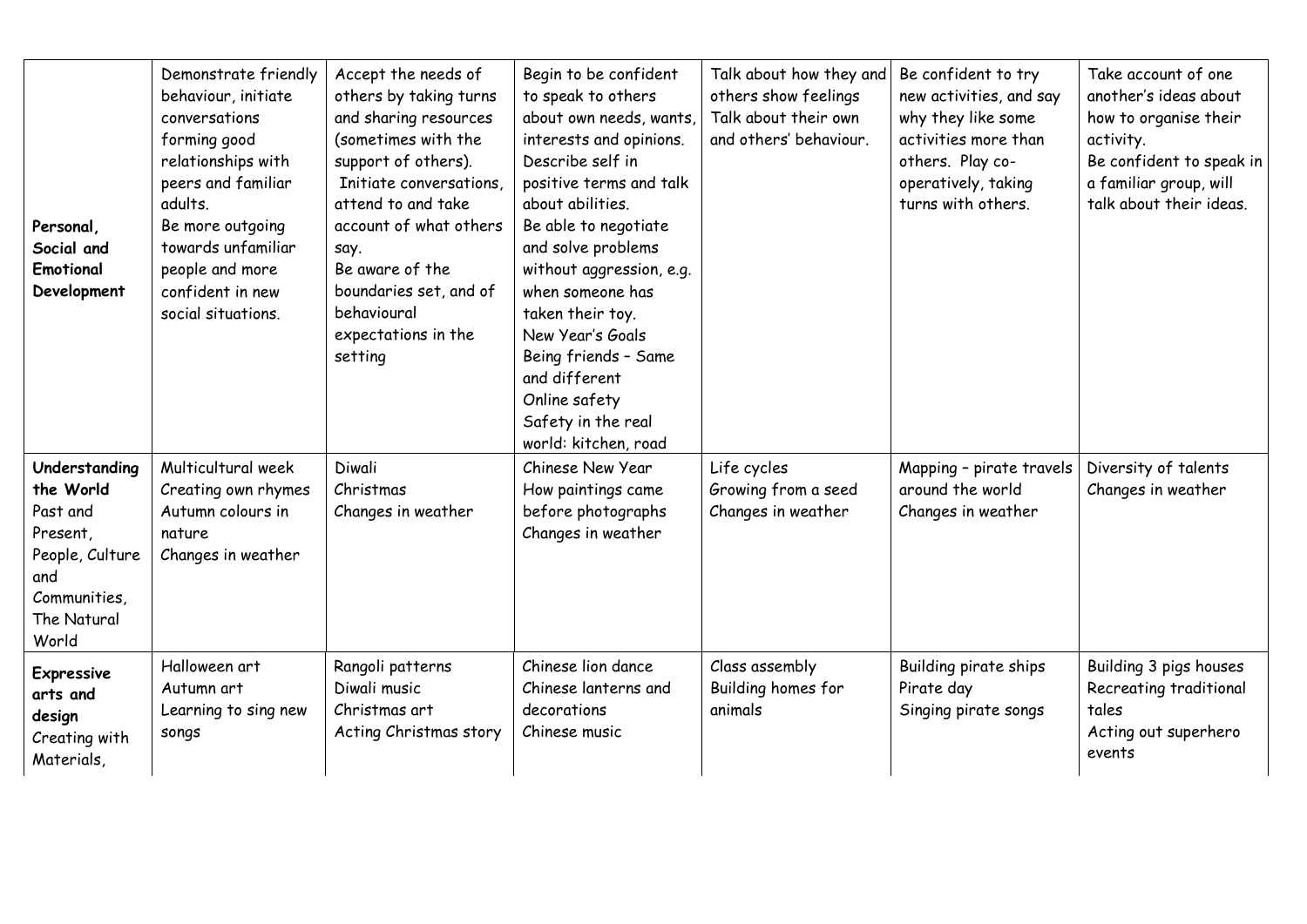| | | | | | | |
|---|---|---|---|---|---|---|
| **Personal, Social and Emotional Development** | Demonstrate friendly behaviour, initiate conversations forming good relationships with peers and familiar adults.<br>Be more outgoing towards unfamiliar people and more confident in new social situations. | Accept the needs of others by taking turns and sharing resources (sometimes with the support of others).<br>Initiate conversations, attend to and take account of what others say.<br>Be aware of the boundaries set, and of behavioural expectations in the setting | Begin to be confident to speak to others about own needs, wants, interests and opinions.<br>Describe self in positive terms and talk about abilities.<br>Be able to negotiate and solve problems without aggression, e.g. when someone has taken their toy.<br>New Year's Goals<br>Being friends – Same and different<br>Online safety<br>Safety in the real world: kitchen, road | Talk about how they and others show feelings<br>Talk about their own and others' behaviour. | Be confident to try new activities, and say why they like some activities more than others. Play co-operatively, taking turns with others. | Take account of one another's ideas about how to organise their activity.<br>Be confident to speak in a familiar group, will talk about their ideas. |
| **Understanding the World** Past and Present, People, Culture and Communities, The Natural World | Multicultural week<br>Creating own rhymes<br>Autumn colours in nature<br>Changes in weather | Diwali<br>Christmas<br>Changes in weather | Chinese New Year<br>How paintings came before photographs<br>Changes in weather | Life cycles<br>Growing from a seed<br>Changes in weather | Mapping – pirate travels around the world<br>Changes in weather | Diversity of talents<br>Changes in weather |
| **Expressive arts and design** Creating with Materials, | Halloween art<br>Autumn art<br>Learning to sing new songs | Rangoli patterns<br>Diwali music<br>Christmas art<br>Acting Christmas story | Chinese lion dance<br>Chinese lanterns and decorations<br>Chinese music | Class assembly<br>Building homes for animals | Building pirate ships<br>Pirate day<br>Singing pirate songs | Building 3 pigs houses<br>Recreating traditional tales<br>Acting out superhero events |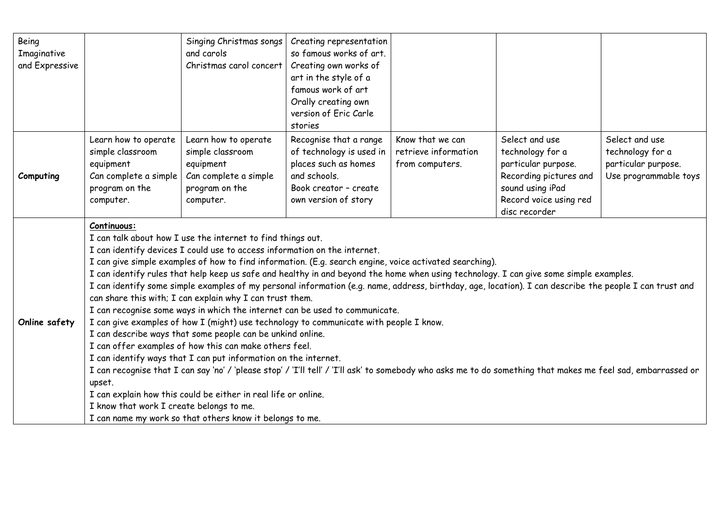| | | | | | | |
|---|---|---|---|---|---|---|
| Being Imaginative and Expressive | | Singing Christmas songs and carols<br>Christmas carol concert | Creating representation so famous works of art.<br>Creating own works of art in the style of a famous work of art<br>Orally creating own version of Eric Carle stories | | | |
| **Computing** | Learn how to operate simple classroom equipment<br>Can complete a simple program on the computer. | Learn how to operate simple classroom equipment<br>Can complete a simple program on the computer. | Recognise that a range of technology is used in places such as homes and schools.<br>Book creator – create own version of story | Know that we can retrieve information from computers. | Select and use technology for a particular purpose.<br>Recording pictures and sound using iPad<br>Record voice using red disc recorder | Select and use technology for a particular purpose.<br>Use programmable toys |
| **Online safety** | **Continuous:**<br>I can talk about how I use the internet to find things out.<br>I can identify devices I could use to access information on the internet.<br>I can give simple examples of how to find information. (E.g. search engine, voice activated searching).<br>I can identify rules that help keep us safe and healthy in and beyond the home when using technology. I can give some simple examples.<br>I can identify some simple examples of my personal information (e.g. name, address, birthday, age, location). I can describe the people I can trust and can share this with; I can explain why I can trust them.<br>I can recognise some ways in which the internet can be used to communicate.<br>I can give examples of how I (might) use technology to communicate with people I know.<br>I can describe ways that some people can be unkind online.<br>I can offer examples of how this can make others feel.<br>I can identify ways that I can put information on the internet.<br>I can recognise that I can say 'no' / 'please stop' / 'I'll tell' / 'I'll ask' to somebody who asks me to do something that makes me feel sad, embarrassed or upset.<br>I can explain how this could be either in real life or online.<br>I know that work I create belongs to me.<br>I can name my work so that others know it belongs to me. | | | | | |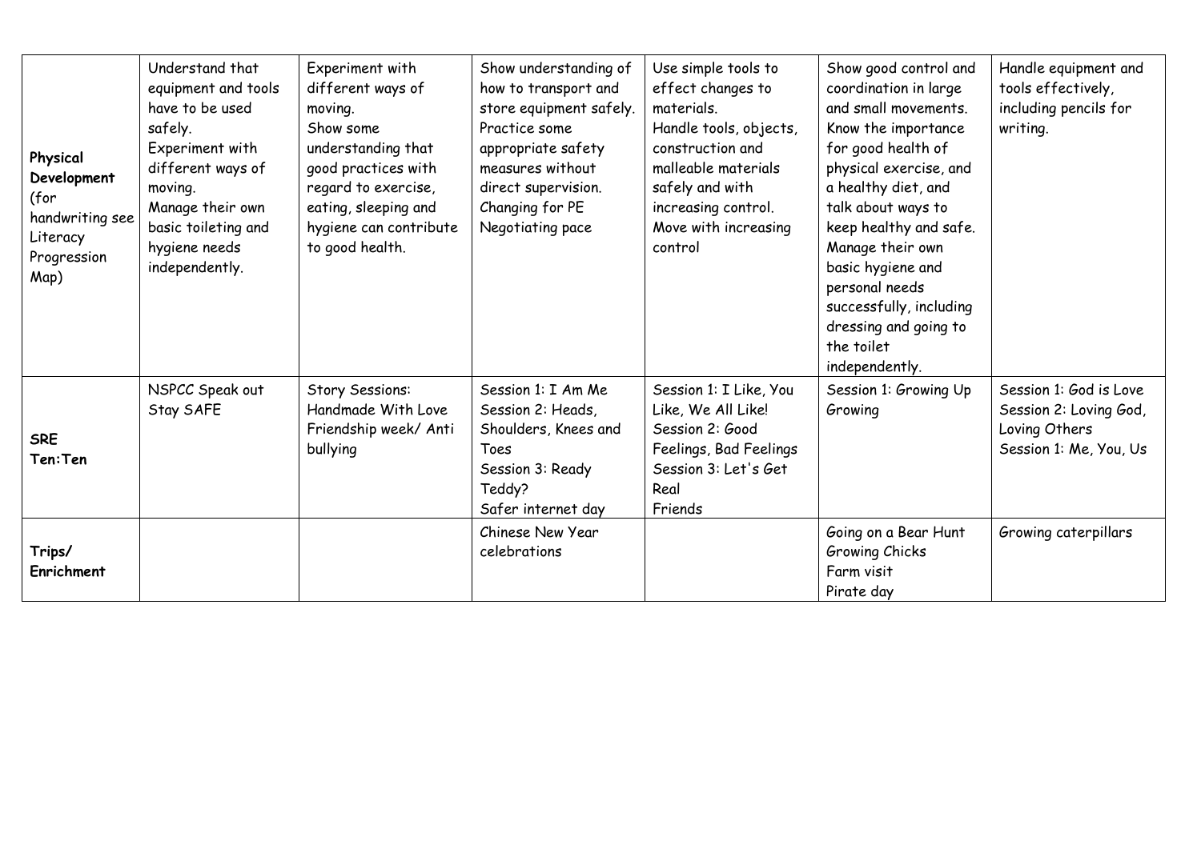| | | | | | | |
|---|---|---|---|---|---|---|
| **Physical Development** (for handwriting see Literacy Progression Map) | Understand that equipment and tools have to be used safely. Experiment with different ways of moving. Manage their own basic toileting and hygiene needs independently. | Experiment with different ways of moving. Show some understanding that good practices with regard to exercise, eating, sleeping and hygiene can contribute to good health. | Show understanding of how to transport and store equipment safely. Practice some appropriate safety measures without direct supervision. Changing for PE Negotiating pace | Use simple tools to effect changes to materials. Handle tools, objects, construction and malleable materials safely and with increasing control. Move with increasing control | Show good control and coordination in large and small movements. Know the importance for good health of physical exercise, and a healthy diet, and talk about ways to keep healthy and safe. Manage their own basic hygiene and personal needs successfully, including dressing and going to the toilet independently. | Handle equipment and tools effectively, including pencils for writing. |
| **SRE Ten:Ten** | NSPCC Speak out Stay SAFE | Story Sessions: Handmade With Love Friendship week/ Anti bullying | Session 1: I Am Me Session 2: Heads, Shoulders, Knees and Toes Session 3: Ready Teddy? Safer internet day | Session 1: I Like, You Like, We All Like! Session 2: Good Feelings, Bad Feelings Session 3: Let's Get Real Friends | Session 1: Growing Up Growing | Session 1: God is Love Session 2: Loving God, Loving Others Session 1: Me, You, Us |
| **Trips/ Enrichment** | | | Chinese New Year celebrations | | Going on a Bear Hunt Growing Chicks Farm visit Pirate day | Growing caterpillars |